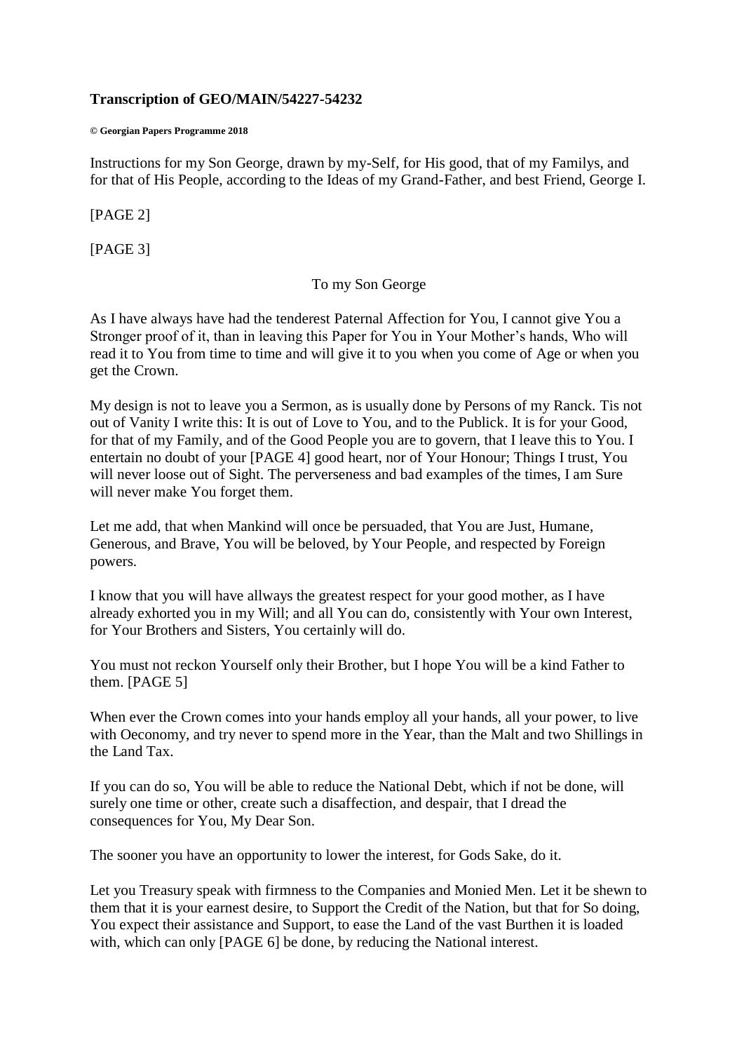**Transcription of GEO/MAIN/54227-54232**

**© Georgian Papers Programme 2018**

Instructions for my Son George, drawn by my-Self, for His good, that of my Familys, and for that of His People, according to the Ideas of my Grand-Father, and best Friend, George I.

[PAGE 2]

[PAGE 3]

To my Son George

As I have always have had the tenderest Paternal Affection for You, I cannot give You a Stronger proof of it, than in leaving this Paper for You in Your Mother's hands, Who will read it to You from time to time and will give it to you when you come of Age or when you get the Crown.

My design is not to leave you a Sermon, as is usually done by Persons of my Ranck. Tis not out of Vanity I write this: It is out of Love to You, and to the Publick. It is for your Good, for that of my Family, and of the Good People you are to govern, that I leave this to You. I entertain no doubt of your [PAGE 4] good heart, nor of Your Honour; Things I trust, You will never loose out of Sight. The perverseness and bad examples of the times, I am Sure will never make You forget them.

Let me add, that when Mankind will once be persuaded, that You are Just, Humane, Generous, and Brave, You will be beloved, by Your People, and respected by Foreign powers.

I know that you will have allways the greatest respect for your good mother, as I have already exhorted you in my Will; and all You can do, consistently with Your own Interest, for Your Brothers and Sisters, You certainly will do.

You must not reckon Yourself only their Brother, but I hope You will be a kind Father to them. [PAGE 5]

When ever the Crown comes into your hands employ all your hands, all your power, to live with Oeconomy, and try never to spend more in the Year, than the Malt and two Shillings in the Land Tax.

If you can do so, You will be able to reduce the National Debt, which if not be done, will surely one time or other, create such a disaffection, and despair, that I dread the consequences for You, My Dear Son.

The sooner you have an opportunity to lower the interest, for Gods Sake, do it.

Let you Treasury speak with firmness to the Companies and Monied Men. Let it be shewn to them that it is your earnest desire, to Support the Credit of the Nation, but that for So doing, You expect their assistance and Support, to ease the Land of the vast Burthen it is loaded with, which can only [PAGE 6] be done, by reducing the National interest.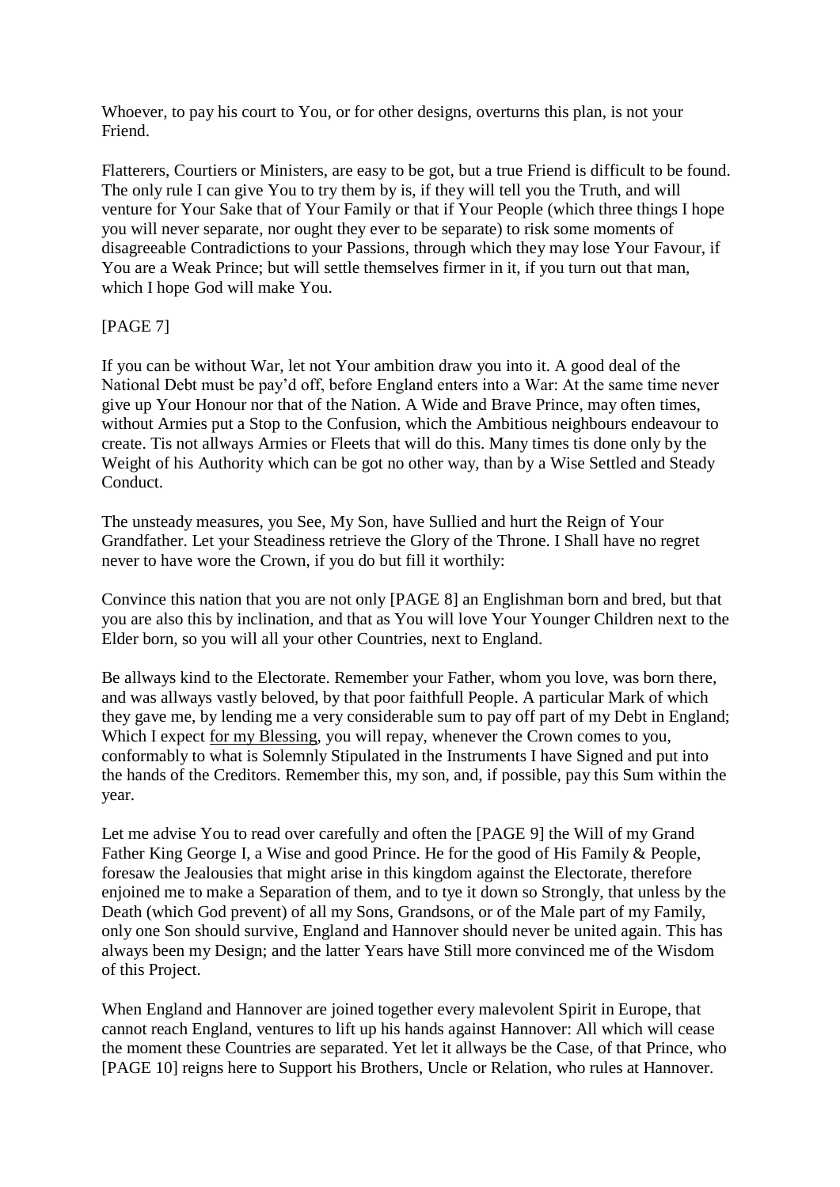Whoever, to pay his court to You, or for other designs, overturns this plan, is not your Friend.

Flatterers, Courtiers or Ministers, are easy to be got, but a true Friend is difficult to be found. The only rule I can give You to try them by is, if they will tell you the Truth, and will venture for Your Sake that of Your Family or that if Your People (which three things I hope you will never separate, nor ought they ever to be separate) to risk some moments of disagreeable Contradictions to your Passions, through which they may lose Your Favour, if You are a Weak Prince; but will settle themselves firmer in it, if you turn out that man, which I hope God will make You.

[PAGE 7]

If you can be without War, let not Your ambition draw you into it. A good deal of the National Debt must be pay'd off, before England enters into a War: At the same time never give up Your Honour nor that of the Nation. A Wide and Brave Prince, may often times, without Armies put a Stop to the Confusion, which the Ambitious neighbours endeavour to create. Tis not allways Armies or Fleets that will do this. Many times tis done only by the Weight of his Authority which can be got no other way, than by a Wise Settled and Steady Conduct.

The unsteady measures, you See, My Son, have Sullied and hurt the Reign of Your Grandfather. Let your Steadiness retrieve the Glory of the Throne. I Shall have no regret never to have wore the Crown, if you do but fill it worthily:

Convince this nation that you are not only [PAGE 8] an Englishman born and bred, but that you are also this by inclination, and that as You will love Your Younger Children next to the Elder born, so you will all your other Countries, next to England.

Be allways kind to the Electorate. Remember your Father, whom you love, was born there, and was allways vastly beloved, by that poor faithfull People. A particular Mark of which they gave me, by lending me a very considerable sum to pay off part of my Debt in England; Which I expect <u>for my Blessing</u>, you will repay, whenever the Crown comes to you, conformably to what is Solemnly Stipulated in the Instruments I have Signed and put into the hands of the Creditors. Remember this, my son, and, if possible, pay this Sum within the year.

Let me advise You to read over carefully and often the [PAGE 9] the Will of my Grand Father King George I, a Wise and good Prince. He for the good of His Family & People, foresaw the Jealousies that might arise in this kingdom against the Electorate, therefore enjoined me to make a Separation of them, and to tye it down so Strongly, that unless by the Death (which God prevent) of all my Sons, Grandsons, or of the Male part of my Family, only one Son should survive, England and Hannover should never be united again. This has always been my Design; and the latter Years have Still more convinced me of the Wisdom of this Project.

When England and Hannover are joined together every malevolent Spirit in Europe, that cannot reach England, ventures to lift up his hands against Hannover: All which will cease the moment these Countries are separated. Yet let it allways be the Case, of that Prince, who [PAGE 10] reigns here to Support his Brothers, Uncle or Relation, who rules at Hannover.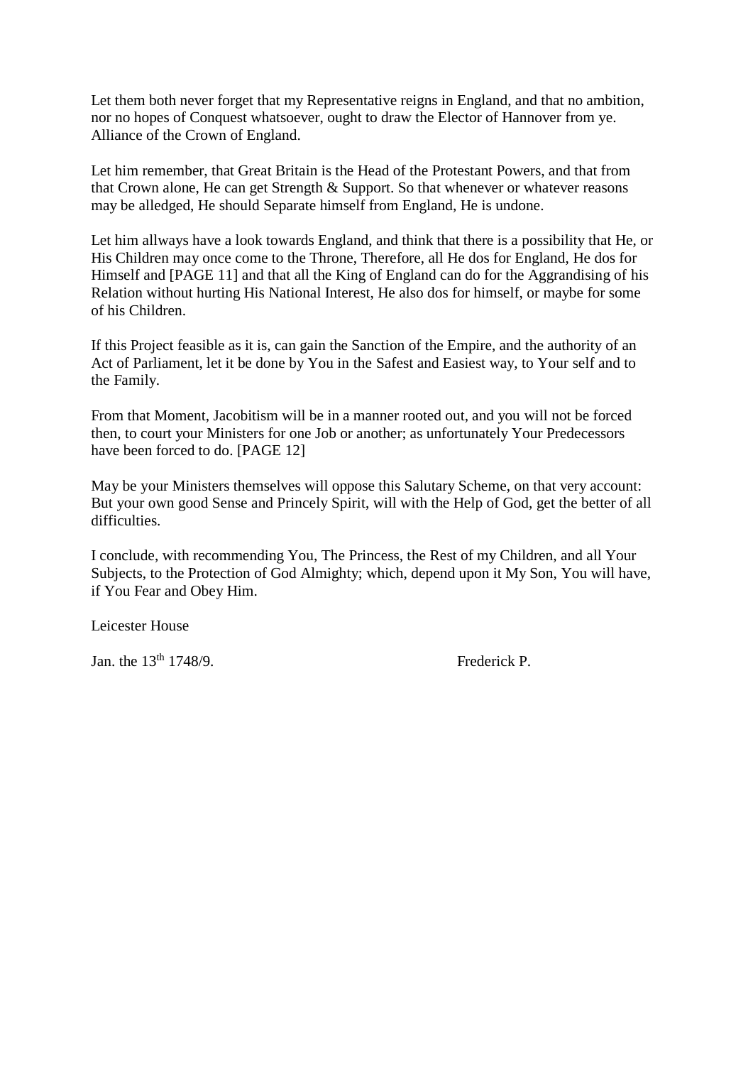Let them both never forget that my Representative reigns in England, and that no ambition, nor no hopes of Conquest whatsoever, ought to draw the Elector of Hannover from ye. Alliance of the Crown of England.

Let him remember, that Great Britain is the Head of the Protestant Powers, and that from that Crown alone, He can get Strength & Support. So that whenever or whatever reasons may be alledged, He should Separate himself from England, He is undone.

Let him allways have a look towards England, and think that there is a possibility that He, or His Children may once come to the Throne, Therefore, all He dos for England, He dos for Himself and [PAGE 11] and that all the King of England can do for the Aggrandising of his Relation without hurting His National Interest, He also dos for himself, or maybe for some of his Children.

If this Project feasible as it is, can gain the Sanction of the Empire, and the authority of an Act of Parliament, let it be done by You in the Safest and Easiest way, to Your self and to the Family.

From that Moment, Jacobitism will be in a manner rooted out, and you will not be forced then, to court your Ministers for one Job or another; as unfortunately Your Predecessors have been forced to do. [PAGE 12]

May be your Ministers themselves will oppose this Salutary Scheme, on that very account: But your own good Sense and Princely Spirit, will with the Help of God, get the better of all difficulties.

I conclude, with recommending You, The Princess, the Rest of my Children, and all Your Subjects, to the Protection of God Almighty; which, depend upon it My Son, You will have, if You Fear and Obey Him.

Leicester House

Jan. the 13th 1748/9. Frederick P.